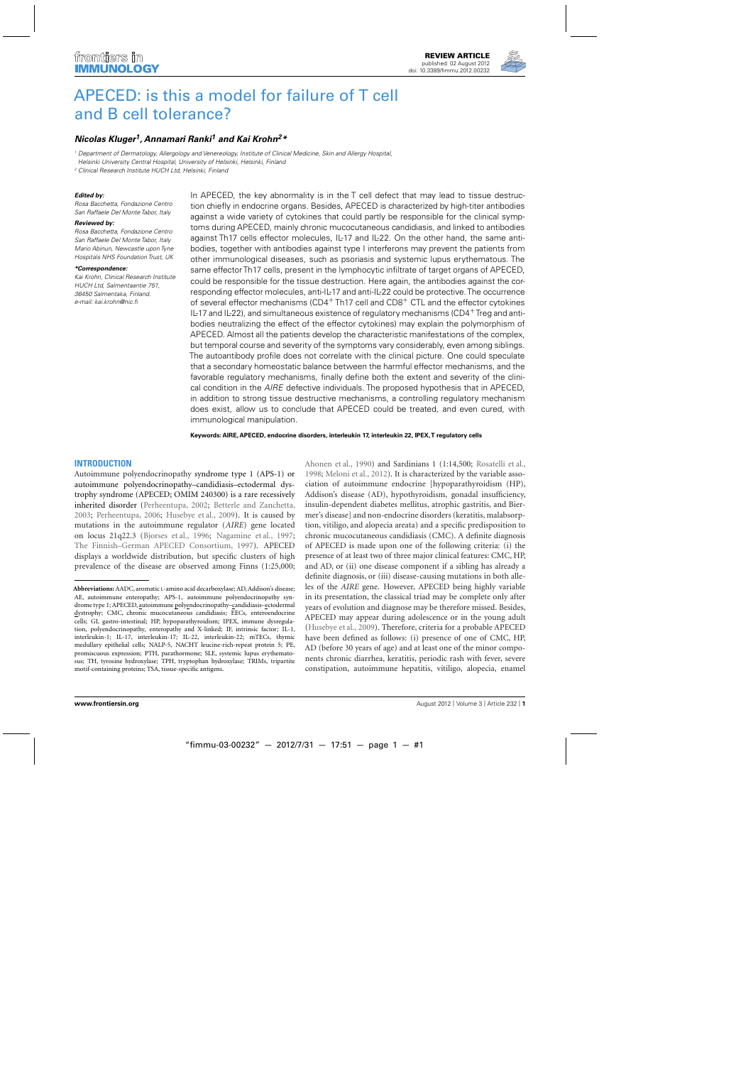# APECED: is this a model for failure of T cell and B cell tolerance?

***Nicolas Kluger[1], Annamari Ranki[1] and Kai Krohn[2]\****

[1] Department of Dermatology, Allergology and Venereology, Institute of Clinical Medicine, Skin and Allergy Hospital, Helsinki University Central Hospital, University of Helsinki, Helsinki, Finland

[2] Clinical Research Institute HUCH Ltd, Helsinki, Finland

***Edited by:***
*Rosa Bacchetta, Fondazione Centro San Raffaele Del Monte Tabor, Italy*

***Reviewed by:***
*Rosa Bacchetta, Fondazione Centro San Raffaele Del Monte Tabor, Italy*
*Mario Abinun, Newcastle upon Tyne Hospitals NHS Foundation Trust, UK*

***\*Correspondence:***
*Kai Krohn, Clinical Research Institute HUCH Ltd, Salmentaantie 751, 36450 Salmentaka, Finland.*
*e-mail: kai.krohn@nic.fi*

In APECED, the key abnormality is in the T cell defect that may lead to tissue destruction chiefly in endocrine organs. Besides, APECED is characterized by high-titer antibodies against a wide variety of cytokines that could partly be responsible for the clinical symptoms during APECED, mainly chronic mucocutaneous candidiasis, and linked to antibodies against Th17 cells effector molecules, IL-17 and IL-22. On the other hand, the same antibodies, together with antibodies against type I interferons may prevent the patients from other immunological diseases, such as psoriasis and systemic lupus erythematous. The same effector Th17 cells, present in the lymphocytic infiltrate of target organs of APECED, could be responsible for the tissue destruction. Here again, the antibodies against the corresponding effector molecules, anti-IL-17 and anti-IL-22 could be protective. The occurrence of several effector mechanisms ($CD4^+$ Th17 cell and $CD8^+$ CTL and the effector cytokines IL-17 and IL-22), and simultaneous existence of regulatory mechanisms ($CD4^+$ Treg and antibodies neutralizing the effect of the effector cytokines) may explain the polymorphism of APECED. Almost all the patients develop the characteristic manifestations of the complex, but temporal course and severity of the symptoms vary considerably, even among siblings. The autoantibody profile does not correlate with the clinical picture. One could speculate that a secondary homeostatic balance between the harmful effector mechanisms, and the favorable regulatory mechanisms, finally define both the extent and severity of the clinical condition in the *AIRE* defective individuals. The proposed hypothesis that in APECED, in addition to strong tissue destructive mechanisms, a controlling regulatory mechanism does exist, allow us to conclude that APECED could be treated, and even cured, with immunological manipulation.

**Keywords: AIRE, APECED, endocrine disorders, interleukin 17, interleukin 22, IPEX, T regulatory cells**

## INTRODUCTION

Autoimmune polyendocrinopathy syndrome type 1 (APS-1) or autoimmune polyendocrinopathy–candidiasis–ectodermal dystrophy syndrome (APECED; OMIM 240300) is a rare recessively inherited disorder (Perheentupa, 2002; Betterle and Zanchetta, 2003; Perheentupa, 2006; Husebye et al., 2009). It is caused by mutations in the autoimmune regulator (*AIRE*) gene located on locus 21q22.3 (Bjorses et al., 1996; Nagamine et al., 1997; The Finnish–German APECED Consortium, 1997). APECED displays a worldwide distribution, but specific clusters of high prevalence of the disease are observed among Finns (1:25,000; Ahonen et al., 1990) and Sardinians 1 (1:14,500; Rosatelli et al., 1998; Meloni et al., 2012). It is characterized by the variable association of autoimmune endocrine [hypoparathyroidism (HP), Addison's disease (AD), hypothyroidism, gonadal insufficiency, insulin-dependent diabetes mellitus, atrophic gastritis, and Biermer's disease] and non-endocrine disorders (keratitis, malabsorption, vitiligo, and alopecia areata) and a specific predisposition to chronic mucocutaneous candidiasis (CMC). A definite diagnosis of APECED is made upon one of the following criteria: (i) the presence of at least two of three major clinical features: CMC, HP, and AD, or (ii) one disease component if a sibling has already a definite diagnosis, or (iii) disease-causing mutations in both alleles of the *AIRE* gene. However, APECED being highly variable in its presentation, the classical triad may be complete only after years of evolution and diagnose may be therefore missed. Besides, APECED may appear during adolescence or in the young adult (Husebye et al., 2009). Therefore, criteria for a probable APECED have been defined as follows: (i) presence of one of CMC, HP, AD (before 30 years of age) and at least one of the minor components chronic diarrhea, keratitis, periodic rash with fever, severe constipation, autoimmune hepatitis, vitiligo, alopecia, enamel

**Abbreviations:** AADC, aromatic L-amino acid decarboxylase; AD, Addison's disease; AE, autoimmune enteropathy; APS-1, autoimmune polyendocrinopathy syndrome type 1; APECED, autoimmune polyendocrinopathy–candidiasis–ectodermal dystrophy; CMC, chronic mucocutaneous candidiasis; EECs, enteroendocrine cells; GI, gastro-intestinal; HP, hypoparathyroidism; IPEX, immune dysregulation, polyendocrinopathy, enteropathy and X-linked; IF, intrinsic factor; IL-1, interleukin-1; IL-17, interleukin-17; IL-22, interleukin-22; mTECs, thymic medullary epithelial cells; NALP-5, NACHT leucine-rich-repeat protein 5; PE, promiscuous expression; PTH, parathormone; SLE, systemic lupus erythematosus; TH, tyrosine hydroxylase; TPH, tryptophan hydroxylase; TRIMs, tripartite motif-containing proteins; TSA, tissue-specific antigens.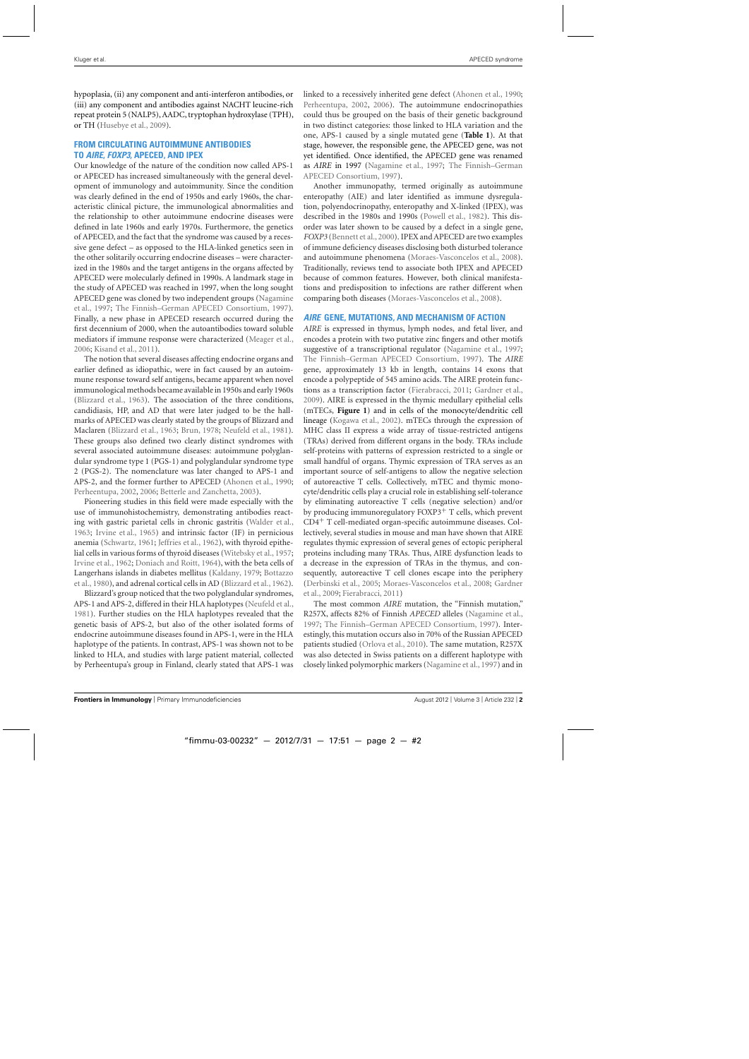hypoplasia, (ii) any component and anti-interferon antibodies, or (iii) any component and antibodies against NACHT leucine-rich repeat protein 5 (NALP5), AADC, tryptophan hydroxylase (TPH), or TH (Husebye et al., 2009).

## FROM CIRCULATING AUTOIMMUNE ANTIBODIES TO *AIRE*, *FOXP3*, APECED, AND IPEX

Our knowledge of the nature of the condition now called APS-1 or APECED has increased simultaneously with the general development of immunology and autoimmunity. Since the condition was clearly defined in the end of 1950s and early 1960s, the characteristic clinical picture, the immunological abnormalities and the relationship to other autoimmune endocrine diseases were defined in late 1960s and early 1970s. Furthermore, the genetics of APECED, and the fact that the syndrome was caused by a recessive gene defect – as opposed to the HLA-linked genetics seen in the other solitarily occurring endocrine diseases – were characterized in the 1980s and the target antigens in the organs affected by APECED were molecularly defined in 1990s. A landmark stage in the study of APECED was reached in 1997, when the long sought APECED gene was cloned by two independent groups (Nagamine et al., 1997; The Finnish–German APECED Consortium, 1997). Finally, a new phase in APECED research occurred during the first decennium of 2000, when the autoantibodies toward soluble mediators if immune response were characterized (Meager et al., 2006; Kisand et al., 2011).

The notion that several diseases affecting endocrine organs and earlier defined as idiopathic, were in fact caused by an autoimmune response toward self antigens, became apparent when novel immunological methods became available in 1950s and early 1960s (Blizzard et al., 1963). The association of the three conditions, candidiasis, HP, and AD that were later judged to be the hallmarks of APECED was clearly stated by the groups of Blizzard and Maclaren (Blizzard et al., 1963; Brun, 1978; Neufeld et al., 1981). These groups also defined two clearly distinct syndromes with several associated autoimmune diseases: autoimmune polyglandular syndrome type 1 (PGS-1) and polyglandular syndrome type 2 (PGS-2). The nomenclature was later changed to APS-1 and APS-2, and the former further to APECED (Ahonen et al., 1990; Perheentupa, 2002, 2006; Betterle and Zanchetta, 2003).

Pioneering studies in this field were made especially with the use of immunohistochemistry, demonstrating antibodies reacting with gastric parietal cells in chronic gastritis (Walder et al., 1963; Irvine et al., 1965) and intrinsic factor (IF) in pernicious anemia (Schwartz, 1961; Jeffries et al., 1962), with thyroid epithelial cells in various forms of thyroid diseases (Witebsky et al., 1957; Irvine et al., 1962; Doniach and Roitt, 1964), with the beta cells of Langerhans islands in diabetes mellitus (Kaldany, 1979; Bottazzo et al., 1980), and adrenal cortical cells in AD (Blizzard et al., 1962).

Blizzard's group noticed that the two polyglandular syndromes, APS-1 and APS-2, differed in their HLA haplotypes (Neufeld et al., 1981). Further studies on the HLA haplotypes revealed that the genetic basis of APS-2, but also of the other isolated forms of endocrine autoimmune diseases found in APS-1, were in the HLA haplotype of the patients. In contrast, APS-1 was shown not to be linked to HLA, and studies with large patient material, collected by Perheentupa's group in Finland, clearly stated that APS-1 was linked to a recessively inherited gene defect (Ahonen et al., 1990; Perheentupa, 2002, 2006). The autoimmune endocrinopathies could thus be grouped on the basis of their genetic background in two distinct categories: those linked to HLA variation and the one, APS-1 caused by a single mutated gene (**Table 1**). At that stage, however, the responsible gene, the APECED gene, was not yet identified. Once identified, the APECED gene was renamed as *AIRE* in 1997 (Nagamine et al., 1997; The Finnish–German APECED Consortium, 1997).

Another immunopathy, termed originally as autoimmune enteropathy (AIE) and later identified as immune dysregulation, polyendocrinopathy, enteropathy and X-linked (IPEX), was described in the 1980s and 1990s (Powell et al., 1982). This disorder was later shown to be caused by a defect in a single gene, *FOXP3* (Bennett et al., 2000). IPEX and APECED are two examples of immune deficiency diseases disclosing both disturbed tolerance and autoimmune phenomena (Moraes-Vasconcelos et al., 2008). Traditionally, reviews tend to associate both IPEX and APECED because of common features. However, both clinical manifestations and predisposition to infections are rather different when comparing both diseases (Moraes-Vasconcelos et al., 2008).

## *AIRE* GENE, MUTATIONS, AND MECHANISM OF ACTION

*AIRE* is expressed in thymus, lymph nodes, and fetal liver, and encodes a protein with two putative zinc fingers and other motifs suggestive of a transcriptional regulator (Nagamine et al., 1997; The Finnish–German APECED Consortium, 1997). The *AIRE* gene, approximately 13 kb in length, contains 14 exons that encode a polypeptide of 545 amino acids. The AIRE protein functions as a transcription factor (Fierabracci, 2011; Gardner et al., 2009). AIRE is expressed in the thymic medullary epithelial cells (mTECs, **Figure 1**) and in cells of the monocyte/dendritic cell lineage (Kogawa et al., 2002). mTECs through the expression of MHC class II express a wide array of tissue-restricted antigens (TRAs) derived from different organs in the body. TRAs include self-proteins with patterns of expression restricted to a single or small handful of organs. Thymic expression of TRA serves as an important source of self-antigens to allow the negative selection of autoreactive T cells. Collectively, mTEC and thymic monocyte/dendritic cells play a crucial role in establishing self-tolerance by eliminating autoreactive T cells (negative selection) and/or by producing immunoregulatory FOXP3$^+$ T cells, which prevent CD4$^+$ T cell-mediated organ-specific autoimmune diseases. Collectively, several studies in mouse and man have shown that AIRE regulates thymic expression of several genes of ectopic peripheral proteins including many TRAs. Thus, AIRE dysfunction leads to a decrease in the expression of TRAs in the thymus, and consequently, autoreactive T cell clones escape into the periphery (Derbinski et al., 2005; Moraes-Vasconcelos et al., 2008; Gardner et al., 2009; Fierabracci, 2011)

The most common *AIRE* mutation, the "Finnish mutation," R257X, affects 82% of Finnish *APECED* alleles (Nagamine et al., 1997; The Finnish–German APECED Consortium, 1997). Interestingly, this mutation occurs also in 70% of the Russian APECED patients studied (Orlova et al., 2010). The same mutation, R257X was also detected in Swiss patients on a different haplotype with closely linked polymorphic markers (Nagamine et al., 1997) and in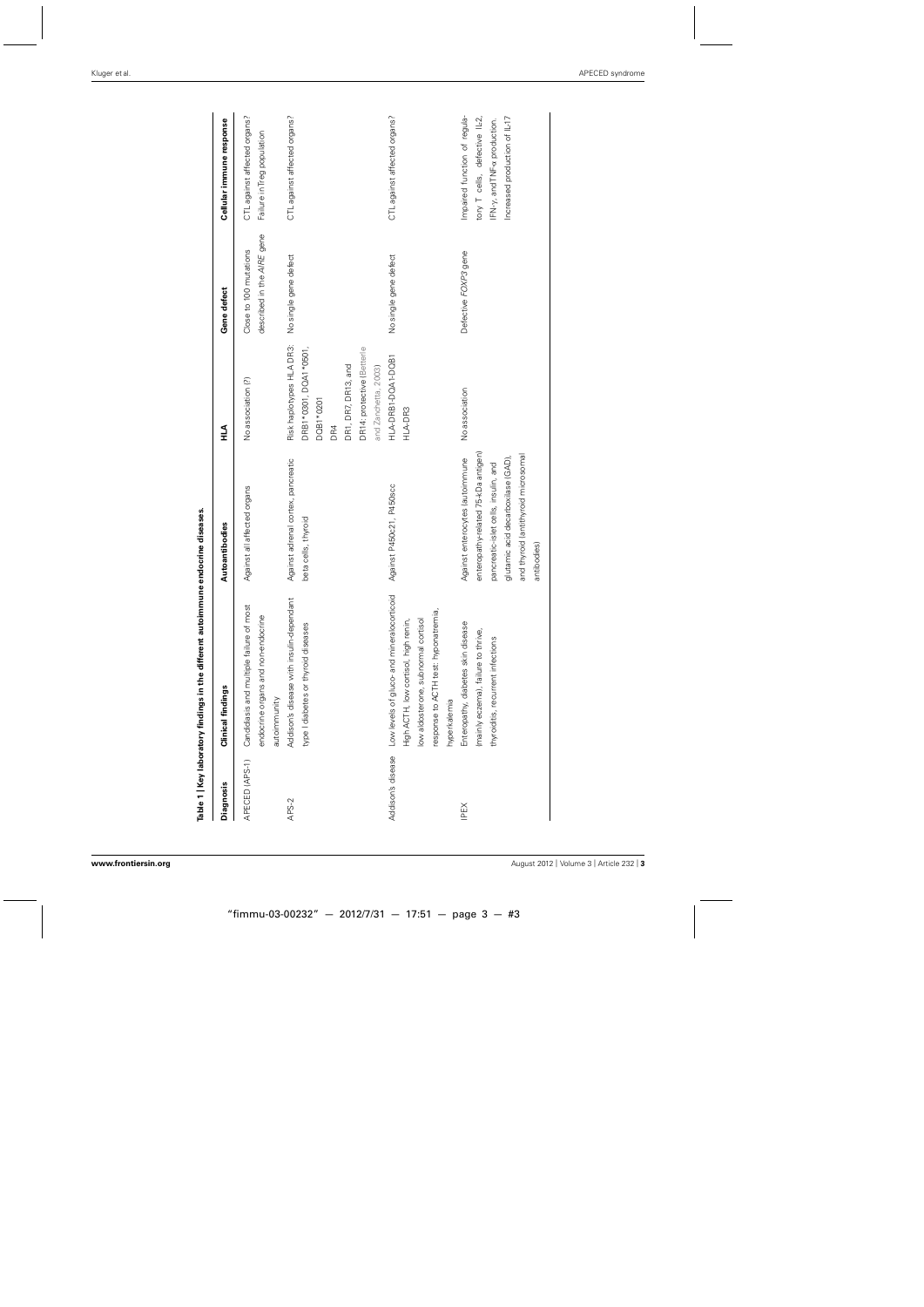**Table 1 | Key laboratory findings in the different autoimmune endocrine diseases.**

| Diagnosis | Clinical findings | Autoantibodies | HLA | Gene defect | Cellular immune response |
|---|---|---|---|---|---|
| APECED (APS-1) | Candidiasis and multiple failure of most endocrine organs and non-endocrine autoimmunity | Against all affected organs | No association (?) | Close to 100 mutations described in the *AIRE* gene | CTL against affected organs? Failure in Treg population |
| APS-2 | Addison's disease with insulin-dependant type I diabetes or thyroid diseases | Against adrenal cortex, pancreatic beta cells, thyroid | Risk haplotypes HLA DR3: DRB1*0301, DQA1*0501, DQB1*0201 DR4 DR1, DR7, DR13, and DR14: protective (Betterle and Zanchetta, 2003) | No single gene defect | CTL against affected organs? |
| Addison's disease | Low levels of gluco- and mineralocorticoid High ACTH, low cortisol, high renin, low aldosterone, subnormal cortisol response to ACTH test: hyponatremia, hyperkalemia | Against P450c21, P450scc | HLA-DRB1-DQA1-DQB1 HLA-DR3 | No single gene defect | CTL against affected organs? |
| IPEX | Enteropathy, diabetes skin disease (mainly eczema), failure to thrive, thyroiditis, recurrent infections | Against enterocytes (autoimmune enteropathy-related 75-kDa antigen) pancreatic-islet cells, insulin, and glutamic acid decarboxilase (GAD), and thyroid (antithyroid microsomal antibodies) | No association | Defective *FOXP3* gene | Impaired function of regulatory T cells, defective IL-2, IFN-γ, and TNF-α production. Increased production of IL-17 |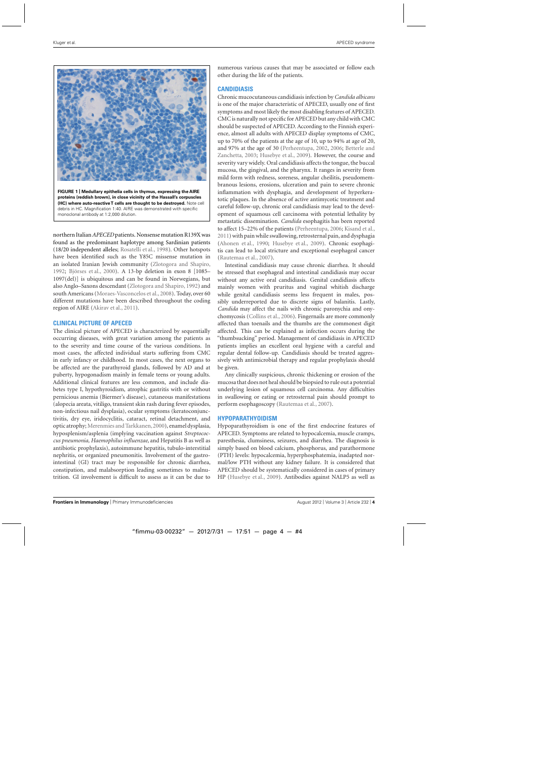**FIGURE 1 | Medullary epithelia cells in thymus, expressing the AIRE proteins (reddish brown), in close vicinity of the Hassall's corpuscles (HC) where auto-reactive T cells are thought to be destroyed.** Note cell debris in HC. Magnification 1:40. AIRE was demonstrated with specific monoclonal antibody at 1:2,000 dilution.

northern Italian *APECED* patients. Nonsense mutation R139X was found as the predominant haplotype among Sardinian patients (18/20 independent alleles; Rosatelli et al., 1998). Other hotspots have been identified such as the Y85C missense mutation in an isolated Iranian Jewish community (Zlotogora and Shapiro, 1992; Björses et al., 2000). A 13-bp deletion in exon 8 [1085–1097(del)] is ubiquitous and can be found in Norwegians, but also Anglo–Saxons descendant (Zlotogora and Shapiro, 1992) and south Americans (Moraes-Vasconcelos et al., 2008). Today, over 60 different mutations have been described throughout the coding region of AIRE (Akirav et al., 2011).

## CLINICAL PICTURE OF APECED

The clinical picture of APECED is characterized by sequentially occurring diseases, with great variation among the patients as to the severity and time course of the various conditions. In most cases, the affected individual starts suffering from CMC in early infancy or childhood. In most cases, the next organs to be affected are the parathyroid glands, followed by AD and at puberty, hypogonadism mainly in female teens or young adults. Additional clinical features are less common, and include diabetes type I, hypothyroidism, atrophic gastritis with or without pernicious anemia (Biermer's disease), cutaneous manifestations (alopecia areata, vitiligo, transient skin rash during fever episodes, non-infectious nail dysplasia), ocular symptoms (keratoconjunctivitis, dry eye, iridocyclitis, cataract, retinal detachment, and optic atrophy; Merenmies and Tarkkanen, 2000), enamel dysplasia, hyposplenism/asplenia (implying vaccination against *Streptococcus pneumonia, Haemophilus influenzae*, and Hepatitis B as well as antibiotic prophylaxis), autoimmune hepatitis, tubulo-interstitial nephritis, or organized pneumonitis. Involvement of the gastrointestinal (GI) tract may be responsible for chronic diarrhea, constipation, and malabsorption leading sometimes to malnutrition. GI involvement is difficult to assess as it can be due to numerous various causes that may be associated or follow each other during the life of the patients.

## CANDIDIASIS

Chronic mucocutaneous candidiasis infection by *Candida albicans* is one of the major characteristic of APECED, usually one of first symptoms and most likely the most disabling features of APECED. CMC is naturally not specific for APECED but any child with CMC should be suspected of APECED. According to the Finnish experience, almost all adults with APECED display symptoms of CMC, up to 70% of the patients at the age of 10, up to 94% at age of 20, and 97% at the age of 30 (Perheentupa, 2002, 2006; Betterle and Zanchetta, 2003; Husebye et al., 2009). However, the course and severity vary widely. Oral candidiasis affects the tongue, the buccal mucosa, the gingival, and the pharynx. It ranges in severity from mild form with redness, soreness, angular cheilitis, pseudomembranous lesions, erosions, ulceration and pain to severe chronic inflammation with dysphagia, and development of hyperkeratotic plaques. In the absence of active antimycotic treatment and careful follow-up, chronic oral candidiasis may lead to the development of squamous cell carcinoma with potential lethality by metastatic dissemination. *Candida* esophagitis has been reported to affect 15–22% of the patients (Perheentupa, 2006; Kisand et al., 2011) with pain while swallowing, retrosternal pain, and dysphagia (Ahonen et al., 1990; Husebye et al., 2009). Chronic esophagitis can lead to local stricture and exceptional esophageal cancer (Rautemaa et al., 2007).

Intestinal candidiasis may cause chronic diarrhea. It should be stressed that esophageal and intestinal candidiasis may occur without any active oral candidiasis. Genital candidiasis affects mainly women with pruritus and vaginal whitish discharge while genital candidiasis seems less frequent in males, possibly underreported due to discrete signs of balanitis. Lastly, *Candida* may affect the nails with chronic paronychia and onychomycosis (Collins et al., 2006). Fingernails are more commonly affected than toenails and the thumbs are the commonest digit affected. This can be explained as infection occurs during the "thumbsucking" period. Management of candidiasis in APECED patients implies an excellent oral hygiene with a careful and regular dental follow-up. Candidiasis should be treated aggressively with antimicrobial therapy and regular prophylaxis should be given.

Any clinically suspicious, chronic thickening or erosion of the mucosa that does not heal should be biopsied to rule out a potential underlying lesion of squamous cell carcinoma. Any difficulties in swallowing or eating or retrosternal pain should prompt to perform esophagoscopy (Rautemaa et al., 2007).

## HYPOPARATHYROIDISM

Hypoparathyroidism is one of the first endocrine features of APECED. Symptoms are related to hypocalcemia, muscle cramps, paresthesia, clumsiness, seizures, and diarrhea. The diagnosis is simply based on blood calcium, phosphorus, and parathormone (PTH) levels: hypocalcemia, hyperphosphatemia, inadapted normal/low PTH without any kidney failure. It is considered that APECED should be systematically considered in cases of primary HP (Husebye et al., 2009). Antibodies against NALP5 as well as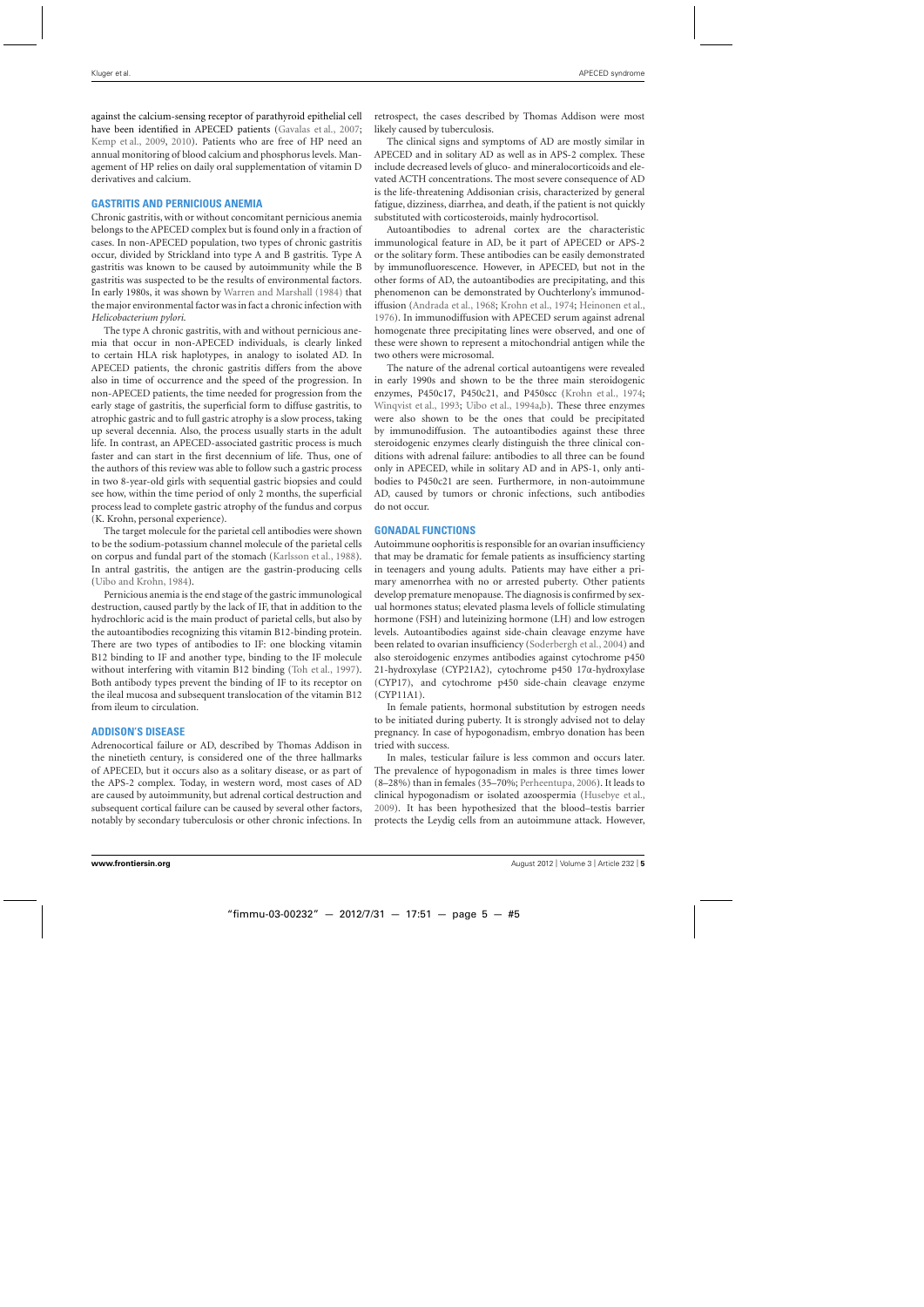against the calcium-sensing receptor of parathyroid epithelial cell have been identified in APECED patients (Gavalas et al., 2007; Kemp et al., 2009, 2010). Patients who are free of HP need an annual monitoring of blood calcium and phosphorus levels. Management of HP relies on daily oral supplementation of vitamin D derivatives and calcium.

## GASTRITIS AND PERNICIOUS ANEMIA

Chronic gastritis, with or without concomitant pernicious anemia belongs to the APECED complex but is found only in a fraction of cases. In non-APECED population, two types of chronic gastritis occur, divided by Strickland into type A and B gastritis. Type A gastritis was known to be caused by autoimmunity while the B gastritis was suspected to be the results of environmental factors. In early 1980s, it was shown by Warren and Marshall (1984) that the major environmental factor was in fact a chronic infection with *Helicobacterium pylori*.

The type A chronic gastritis, with and without pernicious anemia that occur in non-APECED individuals, is clearly linked to certain HLA risk haplotypes, in analogy to isolated AD. In APECED patients, the chronic gastritis differs from the above also in time of occurrence and the speed of the progression. In non-APECED patients, the time needed for progression from the early stage of gastritis, the superficial form to diffuse gastritis, to atrophic gastric and to full gastric atrophy is a slow process, taking up several decennia. Also, the process usually starts in the adult life. In contrast, an APECED-associated gastritic process is much faster and can start in the first decennium of life. Thus, one of the authors of this review was able to follow such a gastric process in two 8-year-old girls with sequential gastric biopsies and could see how, within the time period of only 2 months, the superficial process lead to complete gastric atrophy of the fundus and corpus (K. Krohn, personal experience).

The target molecule for the parietal cell antibodies were shown to be the sodium-potassium channel molecule of the parietal cells on corpus and fundal part of the stomach (Karlsson et al., 1988). In antral gastritis, the antigen are the gastrin-producing cells (Uibo and Krohn, 1984).

Pernicious anemia is the end stage of the gastric immunological destruction, caused partly by the lack of IF, that in addition to the hydrochloric acid is the main product of parietal cells, but also by the autoantibodies recognizing this vitamin B12-binding protein. There are two types of antibodies to IF: one blocking vitamin B12 binding to IF and another type, binding to the IF molecule without interfering with vitamin B12 binding (Toh et al., 1997). Both antibody types prevent the binding of IF to its receptor on the ileal mucosa and subsequent translocation of the vitamin B12 from ileum to circulation.

## ADDISON'S DISEASE

Adrenocortical failure or AD, described by Thomas Addison in the ninetieth century, is considered one of the three hallmarks of APECED, but it occurs also as a solitary disease, or as part of the APS-2 complex. Today, in western word, most cases of AD are caused by autoimmunity, but adrenal cortical destruction and subsequent cortical failure can be caused by several other factors, notably by secondary tuberculosis or other chronic infections. In retrospect, the cases described by Thomas Addison were most likely caused by tuberculosis.

The clinical signs and symptoms of AD are mostly similar in APECED and in solitary AD as well as in APS-2 complex. These include decreased levels of gluco- and mineralocorticoids and elevated ACTH concentrations. The most severe consequence of AD is the life-threatening Addisonian crisis, characterized by general fatigue, dizziness, diarrhea, and death, if the patient is not quickly substituted with corticosteroids, mainly hydrocortisol.

Autoantibodies to adrenal cortex are the characteristic immunological feature in AD, be it part of APECED or APS-2 or the solitary form. These antibodies can be easily demonstrated by immunofluorescence. However, in APECED, but not in the other forms of AD, the autoantibodies are precipitating, and this phenomenon can be demonstrated by Ouchterlony's immunodiffusion (Andrada et al., 1968; Krohn et al., 1974; Heinonen et al., 1976). In immunodiffusion with APECED serum against adrenal homogenate three precipitating lines were observed, and one of these were shown to represent a mitochondrial antigen while the two others were microsomal.

The nature of the adrenal cortical autoantigens were revealed in early 1990s and shown to be the three main steroidogenic enzymes, P450c17, P450c21, and P450scc (Krohn et al., 1974; Winqvist et al., 1993; Uibo et al., 1994a,b). These three enzymes were also shown to be the ones that could be precipitated by immunodiffusion. The autoantibodies against these three steroidogenic enzymes clearly distinguish the three clinical conditions with adrenal failure: antibodies to all three can be found only in APECED, while in solitary AD and in APS-1, only antibodies to P450c21 are seen. Furthermore, in non-autoimmune AD, caused by tumors or chronic infections, such antibodies do not occur.

## GONADAL FUNCTIONS

Autoimmune oophoritis is responsible for an ovarian insufficiency that may be dramatic for female patients as insufficiency starting in teenagers and young adults. Patients may have either a primary amenorrhea with no or arrested puberty. Other patients develop premature menopause. The diagnosis is confirmed by sexual hormones status; elevated plasma levels of follicle stimulating hormone (FSH) and luteinizing hormone (LH) and low estrogen levels. Autoantibodies against side-chain cleavage enzyme have been related to ovarian insufficiency (Soderbergh et al., 2004) and also steroidogenic enzymes antibodies against cytochrome p450 21-hydroxylase (CYP21A2), cytochrome p450 17α-hydroxylase (CYP17), and cytochrome p450 side-chain cleavage enzyme (CYP11A1).

In female patients, hormonal substitution by estrogen needs to be initiated during puberty. It is strongly advised not to delay pregnancy. In case of hypogonadism, embryo donation has been tried with success.

In males, testicular failure is less common and occurs later. The prevalence of hypogonadism in males is three times lower (8–28%) than in females (35–70%; Perheentupa, 2006). It leads to clinical hypogonadism or isolated azoospermia (Husebye et al., 2009). It has been hypothesized that the blood–testis barrier protects the Leydig cells from an autoimmune attack. However,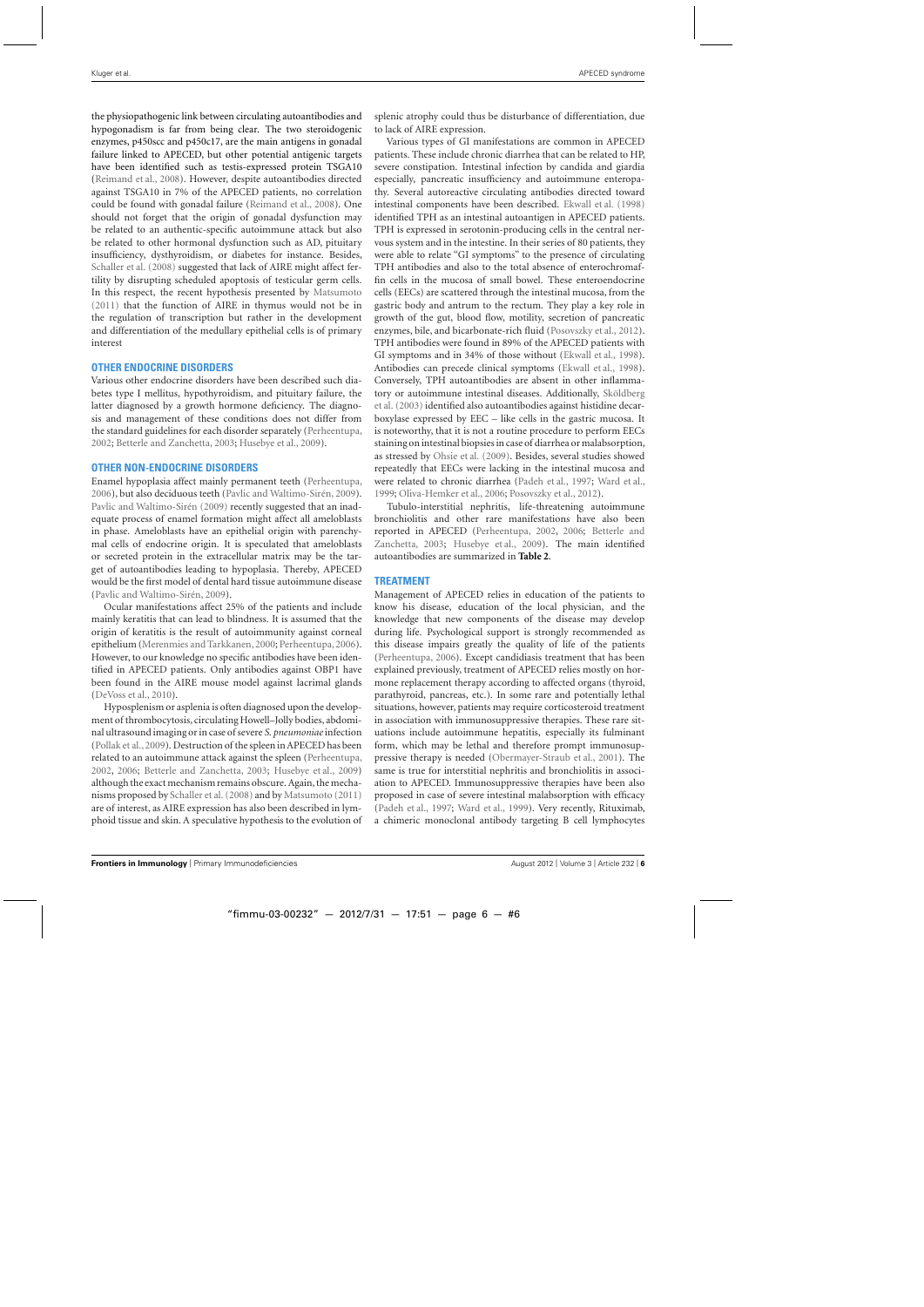the physiopathogenic link between circulating autoantibodies and hypogonadism is far from being clear. The two steroidogenic enzymes, p450scc and p450c17, are the main antigens in gonadal failure linked to APECED, but other potential antigenic targets have been identified such as testis-expressed protein TSGA10 (Reimand et al., 2008). However, despite autoantibodies directed against TSGA10 in 7% of the APECED patients, no correlation could be found with gonadal failure (Reimand et al., 2008). One should not forget that the origin of gonadal dysfunction may be related to an authentic-specific autoimmune attack but also be related to other hormonal dysfunction such as AD, pituitary insufficiency, dysthyroidism, or diabetes for instance. Besides, Schaller et al. (2008) suggested that lack of AIRE might affect fertility by disrupting scheduled apoptosis of testicular germ cells. In this respect, the recent hypothesis presented by Matsumoto (2011) that the function of AIRE in thymus would not be in the regulation of transcription but rather in the development and differentiation of the medullary epithelial cells is of primary interest

## OTHER ENDOCRINE DISORDERS

Various other endocrine disorders have been described such diabetes type I mellitus, hypothyroidism, and pituitary failure, the latter diagnosed by a growth hormone deficiency. The diagnosis and management of these conditions does not differ from the standard guidelines for each disorder separately (Perheentupa, 2002; Betterle and Zanchetta, 2003; Husebye et al., 2009).

## OTHER NON-ENDOCRINE DISORDERS

Enamel hypoplasia affect mainly permanent teeth (Perheentupa, 2006), but also deciduous teeth (Pavlic and Waltimo-Sirén, 2009). Pavlic and Waltimo-Sirén (2009) recently suggested that an inadequate process of enamel formation might affect all ameloblasts in phase. Ameloblasts have an epithelial origin with parenchymal cells of endocrine origin. It is speculated that ameloblasts or secreted protein in the extracellular matrix may be the target of autoantibodies leading to hypoplasia. Thereby, APECED would be the first model of dental hard tissue autoimmune disease (Pavlic and Waltimo-Sirén, 2009).

Ocular manifestations affect 25% of the patients and include mainly keratitis that can lead to blindness. It is assumed that the origin of keratitis is the result of autoimmunity against corneal epithelium (Merenmies and Tarkkanen, 2000; Perheentupa, 2006). However, to our knowledge no specific antibodies have been identified in APECED patients. Only antibodies against OBP1 have been found in the AIRE mouse model against lacrimal glands (DeVoss et al., 2010).

Hyposplenism or asplenia is often diagnosed upon the development of thrombocytosis, circulating Howell–Jolly bodies, abdominal ultrasound imaging or in case of severe *S. pneumoniae* infection (Pollak et al., 2009). Destruction of the spleen in APECED has been related to an autoimmune attack against the spleen (Perheentupa, 2002, 2006; Betterle and Zanchetta, 2003; Husebye et al., 2009) although the exact mechanism remains obscure. Again, the mechanisms proposed by Schaller et al. (2008) and by Matsumoto (2011) are of interest, as AIRE expression has also been described in lymphoid tissue and skin. A speculative hypothesis to the evolution of splenic atrophy could thus be disturbance of differentiation, due to lack of AIRE expression.

Various types of GI manifestations are common in APECED patients. These include chronic diarrhea that can be related to HP, severe constipation. Intestinal infection by candida and giardia especially, pancreatic insufficiency and autoimmune enteropathy. Several autoreactive circulating antibodies directed toward intestinal components have been described. Ekwall et al. (1998) identified TPH as an intestinal autoantigen in APECED patients. TPH is expressed in serotonin-producing cells in the central nervous system and in the intestine. In their series of 80 patients, they were able to relate "GI symptoms" to the presence of circulating TPH antibodies and also to the total absence of enterochromaffin cells in the mucosa of small bowel. These enteroendocrine cells (EECs) are scattered through the intestinal mucosa, from the gastric body and antrum to the rectum. They play a key role in growth of the gut, blood flow, motility, secretion of pancreatic enzymes, bile, and bicarbonate-rich fluid (Posovszky et al., 2012). TPH antibodies were found in 89% of the APECED patients with GI symptoms and in 34% of those without (Ekwall et al., 1998). Antibodies can precede clinical symptoms (Ekwall et al., 1998). Conversely, TPH autoantibodies are absent in other inflammatory or autoimmune intestinal diseases. Additionally, Sköldberg et al. (2003) identified also autoantibodies against histidine decarboxylase expressed by EEC – like cells in the gastric mucosa. It is noteworthy, that it is not a routine procedure to perform EECs staining on intestinal biopsies in case of diarrhea or malabsorption, as stressed by Ohsie et al. (2009). Besides, several studies showed repeatedly that EECs were lacking in the intestinal mucosa and were related to chronic diarrhea (Padeh et al., 1997; Ward et al., 1999; Oliva-Hemker et al., 2006; Posovszky et al., 2012).

Tubulo-interstitial nephritis, life-threatening autoimmune bronchiolitis and other rare manifestations have also been reported in APECED (Perheentupa, 2002, 2006; Betterle and Zanchetta, 2003; Husebye et al., 2009). The main identified autoantibodies are summarized in **Table 2**.

## TREATMENT

Management of APECED relies in education of the patients to know his disease, education of the local physician, and the knowledge that new components of the disease may develop during life. Psychological support is strongly recommended as this disease impairs greatly the quality of life of the patients (Perheentupa, 2006). Except candidiasis treatment that has been explained previously, treatment of APECED relies mostly on hormone replacement therapy according to affected organs (thyroid, parathyroid, pancreas, etc.). In some rare and potentially lethal situations, however, patients may require corticosteroid treatment in association with immunosuppressive therapies. These rare situations include autoimmune hepatitis, especially its fulminant form, which may be lethal and therefore prompt immunosuppressive therapy is needed (Obermayer-Straub et al., 2001). The same is true for interstitial nephritis and bronchiolitis in association to APECED. Immunosuppressive therapies have been also proposed in case of severe intestinal malabsorption with efficacy (Padeh et al., 1997; Ward et al., 1999). Very recently, Rituximab, a chimeric monoclonal antibody targeting B cell lymphocytes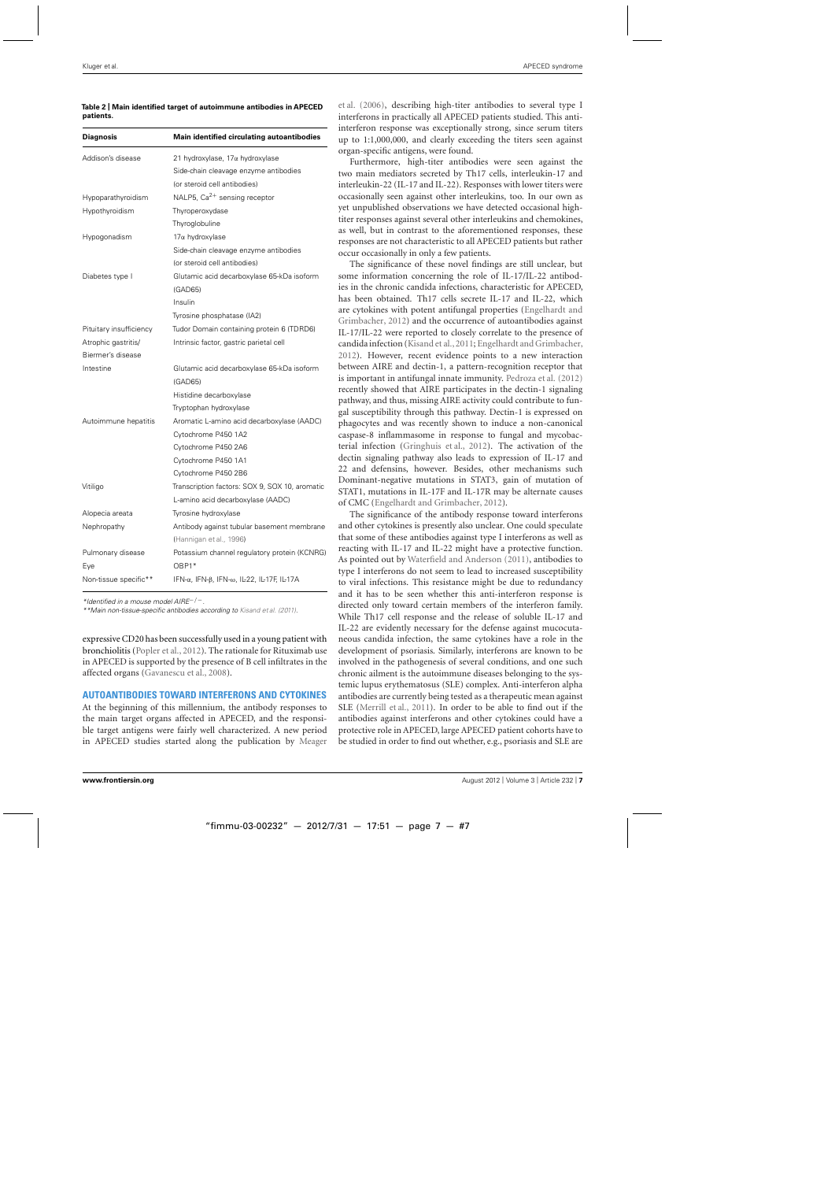**Table 2 | Main identified target of autoimmune antibodies in APECED patients.**

| Diagnosis | Main identified circulating autoantibodies |
|---|---|
| Addison's disease | 21 hydroxylase, 17α hydroxylase |
| | Side-chain cleavage enzyme antibodies |
| | (or steroid cell antibodies) |
| Hypoparathyroidism | NALP5, $Ca^{2+}$ sensing receptor |
| Hypothyroidism | Thyroperoxydase |
| | Thyroglobuline |
| Hypogonadism | 17α hydroxylase |
| | Side-chain cleavage enzyme antibodies |
| | (or steroid cell antibodies) |
| Diabetes type I | Glutamic acid decarboxylase 65-kDa isoform |
| | (GAD65) |
| | Insulin |
| | Tyrosine phosphatase (IA2) |
| Pituitary insufficiency | Tudor Domain containing protein 6 (TDRD6) |
| Atrophic gastritis/ | Intrinsic factor, gastric parietal cell |
| Biermer's disease | |
| Intestine | Glutamic acid decarboxylase 65-kDa isoform |
| | (GAD65) |
| | Histidine decarboxylase |
| | Tryptophan hydroxylase |
| Autoimmune hepatitis | Aromatic L-amino acid decarboxylase (AADC) |
| | Cytochrome P450 1A2 |
| | Cytochrome P450 2A6 |
| | Cytochrome P450 1A1 |
| | Cytochrome P450 2B6 |
| Vitiligo | Transcription factors: SOX 9, SOX 10, aromatic |
| | L-amino acid decarboxylase (AADC) |
| Alopecia areata | Tyrosine hydroxylase |
| Nephropathy | Antibody against tubular basement membrane |
| | (Hannigan et al., 1996) |
| Pulmonary disease | Potassium channel regulatory protein (KCNRG) |
| Eye | OBP1* |
| Non-tissue specific** | IFN-α, IFN-β, IFN-ω, IL-22, IL-17F, IL-17A |

*Identified in a mouse model $AIRE^{-/-}$.

**Main non-tissue-specific antibodies according to Kisand et al. (2011).

expressive CD20 has been successfully used in a young patient with bronchiolitis (Popler et al., 2012). The rationale for Rituximab use in APECED is supported by the presence of B cell infiltrates in the affected organs (Gavanescu et al., 2008).

## AUTOANTIBODIES TOWARD INTERFERONS AND CYTOKINES

At the beginning of this millennium, the antibody responses to the main target organs affected in APECED, and the responsible target antigens were fairly well characterized. A new period in APECED studies started along the publication by Meager et al. (2006), describing high-titer antibodies to several type I interferons in practically all APECED patients studied. This anti-interferon response was exceptionally strong, since serum titers up to 1:1,000,000, and clearly exceeding the titers seen against organ-specific antigens, were found.

Furthermore, high-titer antibodies were seen against the two main mediators secreted by Th17 cells, interleukin-17 and interleukin-22 (IL-17 and IL-22). Responses with lower titers were occasionally seen against other interleukins, too. In our own as yet unpublished observations we have detected occasional high-titer responses against several other interleukins and chemokines, as well, but in contrast to the aforementioned responses, these responses are not characteristic to all APECED patients but rather occur occasionally in only a few patients.

The significance of these novel findings are still unclear, but some information concerning the role of IL-17/IL-22 antibodies in the chronic candida infections, characteristic for APECED, has been obtained. Th17 cells secrete IL-17 and IL-22, which are cytokines with potent antifungal properties (Engelhardt and Grimbacher, 2012) and the occurrence of autoantibodies against IL-17/IL-22 were reported to closely correlate to the presence of candida infection (Kisand et al., 2011; Engelhardt and Grimbacher, 2012). However, recent evidence points to a new interaction between AIRE and dectin-1, a pattern-recognition receptor that is important in antifungal innate immunity. Pedroza et al. (2012) recently showed that AIRE participates in the dectin-1 signaling pathway, and thus, missing AIRE activity could contribute to fungal susceptibility through this pathway. Dectin-1 is expressed on phagocytes and was recently shown to induce a non-canonical caspase-8 inflammasome in response to fungal and mycobacterial infection (Gringhuis et al., 2012). The activation of the dectin signaling pathway also leads to expression of IL-17 and 22 and defensins, however. Besides, other mechanisms such Dominant-negative mutations in STAT3, gain of mutation of STAT1, mutations in IL-17F and IL-17R may be alternate causes of CMC (Engelhardt and Grimbacher, 2012).

The significance of the antibody response toward interferons and other cytokines is presently also unclear. One could speculate that some of these antibodies against type I interferons as well as reacting with IL-17 and IL-22 might have a protective function. As pointed out by Waterfield and Anderson (2011), antibodies to type I interferons do not seem to lead to increased susceptibility to viral infections. This resistance might be due to redundancy and it has to be seen whether this anti-interferon response is directed only toward certain members of the interferon family. While Th17 cell response and the release of soluble IL-17 and IL-22 are evidently necessary for the defense against mucocutaneous candida infection, the same cytokines have a role in the development of psoriasis. Similarly, interferons are known to be involved in the pathogenesis of several conditions, and one such chronic ailment is the autoimmune diseases belonging to the systemic lupus erythematosus (SLE) complex. Anti-interferon alpha antibodies are currently being tested as a therapeutic mean against SLE (Merrill et al., 2011). In order to be able to find out if the antibodies against interferons and other cytokines could have a protective role in APECED, large APECED patient cohorts have to be studied in order to find out whether, e.g., psoriasis and SLE are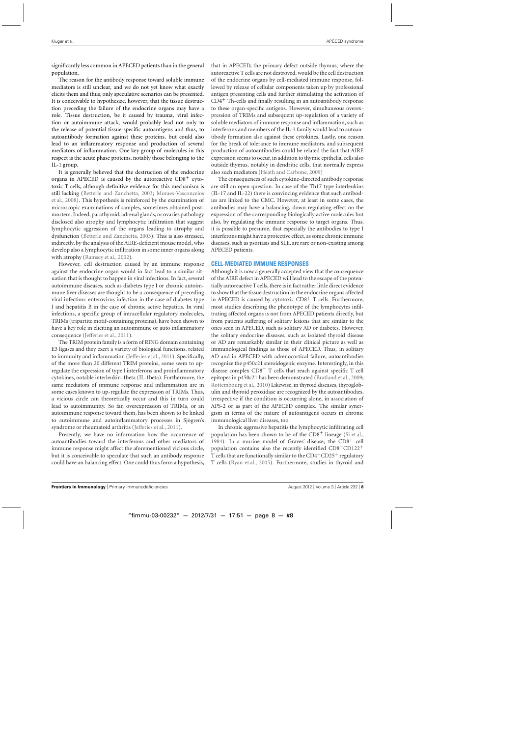significantly less common in APECED patients than in the general population.

The reason for the antibody response toward soluble immune mediators is still unclear, and we do not yet know what exactly elicits them and thus, only speculative scenarios can be presented. It is conceivable to hypothesize, however, that the tissue destruction preceding the failure of the endocrine organs may have a role. Tissue destruction, be it caused by trauma, viral infection or autoimmune attack, would probably lead not only to the release of potential tissue-specific autoantigens and thus, to autoantibody formation against these proteins, but could also lead to an inflammatory response and production of several mediators of inflammation. One key group of molecules in this respect is the acute phase proteins, notably those belonging to the IL-1 group.

It is generally believed that the destruction of the endocrine organs in APECED is caused by the autoreactive $CD8^+$ cytotoxic T cells, although definitive evidence for this mechanism is still lacking (Betterle and Zanchetta, 2003; Moraes-Vasconcelos et al., 2008). This hypothesis is reinforced by the examination of microscopic examinations of samples, sometimes obtained postmortem. Indeed, parathyroid, adrenal glands, or ovaries pathology disclosed also atrophy and lymphocytic infiltration that suggest lymphocytic aggression of the organs leading to atrophy and dysfunction (Betterle and Zanchetta, 2003). This is also stressed, indirectly, by the analysis of the AIRE-deficient mouse model, who develop also a lymphocytic infiltration in some inner organs along with atrophy (Ramsey et al., 2002).

However, cell destruction caused by an immune response against the endocrine organ would in fact lead to a similar situation that is thought to happen in viral infections. In fact, several autoimmune diseases, such as diabetes type I or chronic autoimmune liver diseases are thought to be a consequence of preceding viral infection: enterovirus infection in the case of diabetes type I and hepatitis B in the case of chronic active hepatitis. In viral infections, a specific group of intracellular regulatory molecules, TRIMs (tripartite motif-containing proteins), have been shown to have a key role in eliciting an autoimmune or auto inflammatory consequence (Jefferies et al., 2011).

The TRIM protein family is a form of RING domain containing E3 ligases and they exert a variety of biological functions, related to immunity and inflammation (Jefferies et al., 2011). Specifically, of the more than 20 different TRIM proteins, some seem to upregulate the expression of type I interferons and proinflammatory cytokines, notable interleukin-1beta (IL-1beta). Furthermore, the same mediators of immune response and inflammation are in some cases known to up-regulate the expression of TRIMs. Thus, a vicious circle can theoretically occur and this in turn could lead to autoimmunity. So far, overexpression of TRIMs, or an autoimmune response toward them, has been shown to be linked to autoimmune and autoinflammatory processes in Sjögren's syndrome or rheumatoid arthritis (Jefferies et al., 2011).

Presently, we have no information how the occurrence of autoantibodies toward the interferons and other mediators of immune response might affect the aforementioned vicious circle, but it is conceivable to speculate that such an antibody response could have an balancing effect. One could thus form a hypothesis, that in APECED, the primary defect outside thymus, where the autoreactive T cells are not destroyed, would be the cell destruction of the endocrine organs by cell-mediated immune response, followed by release of cellular components taken up by professional antigen presenting cells and further stimulating the activation of $CD4^+$ Th-cells and finally resulting in an autoantibody response to these organ-specific antigens. However, simultaneous overexpression of TRIMs and subsequent up-regulation of a variety of soluble mediators of immune response and inflammation, such as interferons and members of the IL-1 family would lead to autoantibody formation also against these cytokines. Lastly, one reason for the break of tolerance to immune mediators, and subsequent production of autoantibodies could be related the fact that AIRE expression seems to occur, in addition to thymic epithelial cells also outside thymus, notably in dendritic cells, that normally express also such mediators (Heath and Carbone, 2009)

The consequences of such cytokine-directed antibody response are still an open question. In case of the Th17 type interleukins (IL-17 and IL-22) there is convincing evidence that such antibodies are linked to the CMC. However, at least in some cases, the antibodies may have a balancing, down-regulating effect on the expression of the corresponding biologically active molecules but also, by regulating the immune response to target organs. Thus, it is possible to presume, that especially the antibodies to type I interferons might have a protective effect, as some chronic immune diseases, such as psoriasis and SLE, are rare or non-existing among APECED patients.

## CELL-MEDIATED IMMUNE RESPONSES

Although it is now a generally accepted view that the consequence of the AIRE defect in APECED will lead to the escape of the potentially autoreactive T cells, there is in fact rather little direct evidence to show that the tissue destruction in the endocrine organs affected in APECED is caused by cytotoxic $CD8^+$ T cells. Furthermore, most studies describing the phenotype of the lymphocytes infiltrating affected organs is not from APECED patients directly, but from patients suffering of solitary lesions that are similar to the ones seen in APECED, such as solitary AD or diabetes. However, the solitary endocrine diseases, such as isolated thyroid disease or AD are remarkably similar in their clinical picture as well as immunological findings as those of APECED. Thus, in solitary AD and in APECED with adrenocortical failure, autoantibodies recognize the p450c21 steroidogenic enzyme. Interestingly, in this disease complex $CD8^+$ T cells that reach against specific T cell epitopes in p450c21 has been demonstrated (Bratland et al., 2009; Rottembourg et al., 2010) Likewise, in thyroid diseases, thyroglobulin and thyroid peroxidase are recognized by the autoantibodies, irrespective if the condition is occurring alone, in association of APS-2 or as part of the APECED complex. The similar synergism in terms of the nature of autoantigens occurs in chronic immunological liver diseases, too.

In chronic aggressive hepatitis the lymphocytic infiltrating cell population has been shown to be of the $CD8^+$ lineage (Si et al., 1984). In a murine model of Graves' disease, the $CD8^+$ cell population contains also the recently identified $CD8^+CD122^+$ T cells that are functionally similar to the $CD4^+CD25^+$ regulatory T cells (Ryan et al., 2005). Furthermore, studies in thyroid and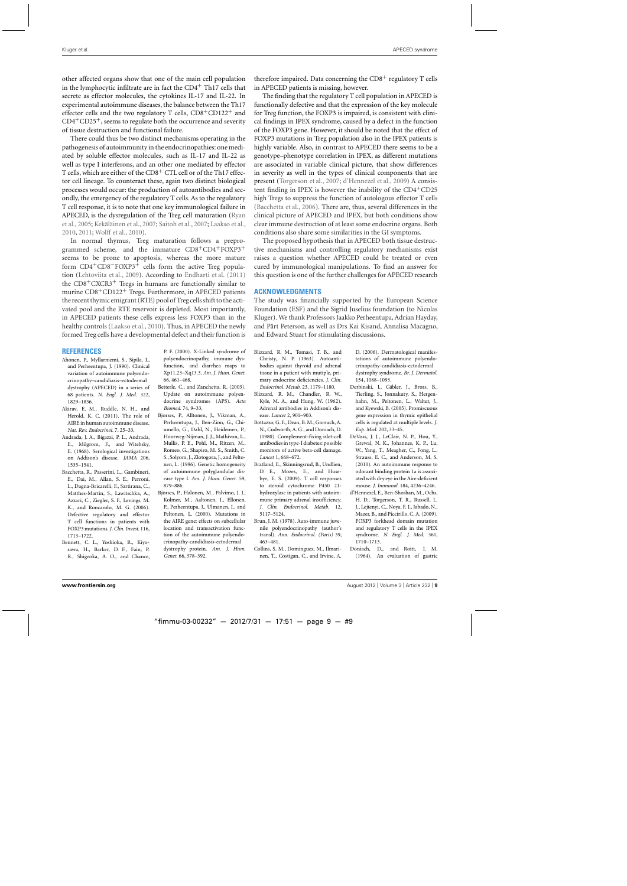other affected organs show that one of the main cell population in the lymphocytic infiltrate are in fact the $CD4^+$ Th17 cells that secrete as effector molecules, the cytokines IL-17 and IL-22. In experimental autoimmune diseases, the balance between the Th17 effector cells and the two regulatory T cells, $CD8^+CD122^+$ and $CD4^+CD25^+$, seems to regulate both the occurrence and severity of tissue destruction and functional failure.

There could thus be two distinct mechanisms operating in the pathogenesis of autoimmunity in the endocrinopathies: one mediated by soluble effector molecules, such as IL-17 and IL-22 as well as type I interferons, and an other one mediated by effector T cells, which are either of the $CD8^+$ CTL cell or of the Th17 effector cell lineage. To counteract these, again two distinct biological processes would occur: the production of autoantibodies and secondly, the emergency of the regulatory T cells. As to the regulatory T cell response, it is to note that one key immunological failure in APECED, is the dysregulation of the Treg cell maturation (Ryan et al., 2005; Kekäläinen et al., 2007; Saitoh et al., 2007; Laakso et al., 2010, 2011; Wolff et al., 2010).

In normal thymus, Treg maturation follows a preprogrammed scheme, and the immature $CD8^+CD4^+FOXP3^+$ seems to be prone to apoptosis, whereas the more mature form $CD4^+CD8^-FOXP3^+$ cells form the active Treg population (Lehtoviita et al., 2009). According to Endharti et al. (2011) the $CD8^+CXCR3^+$ Tregs in humans are functionally similar to murine $CD8^+CD122^+$ Tregs. Furthermore, in APECED patients the recent thymic emigrant (RTE) pool of Treg cells shift to the activated pool and the RTE reservoir is depleted. Most importantly, in APECED patients these cells express less FOXP3 than in the healthy controls (Laakso et al., 2010). Thus, in APECED the newly formed Treg cells have a developmental defect and their function is therefore impaired. Data concerning the $CD8^+$ regulatory T cells in APECED patients is missing, however.

The finding that the regulatory T cell population in APECED is functionally defective and that the expression of the key molecule for Treg function, the FOXP3 is impaired, is consistent with clinical findings in IPEX syndrome, caused by a defect in the function of the FOXP3 gene. However, it should be noted that the effect of FOXP3 mutations in Treg population also in the IPEX patients is highly variable. Also, in contrast to APECED there seems to be a genotype–phenotype correlation in IPEX, as different mutations are associated in variable clinical picture, that show differences in severity as well in the types of clinical components that are present (Torgerson et al., 2007; d'Hennezel et al., 2009) A consistent finding in IPEX is however the inability of the $CD4^+CD25$ high Tregs to suppress the function of autologous effector T cells (Bacchetta et al., 2006). There are, thus, several differences in the clinical picture of APECED and IPEX, but both conditions show clear immune destruction of at least some endocrine organs. Both conditions also share some similarities in the GI symptoms.

The proposed hypothesis that in APECED both tissue destructive mechanisms and controlling regulatory mechanisms exist raises a question whether APECED could be treated or even cured by immunological manipulations. To find an answer for this question is one of the further challenges for APECED research

## ACKNOWLEDGMENTS

The study was financially supported by the European Science Foundation (ESF) and the Sigrid Juselius foundation (to Nicolas Kluger). We thank Professors Jaakko Perheentupa, Adrian Hayday, and Pärt Peterson, as well as Drs Kai Kisand, Annalisa Macagno, and Edward Stuart for stimulating discussions.

## REFERENCES

- Ahonen, P., Myllarniemi, S., Sipila, I., and Perheentupa, J. (1990). Clinical variation of autoimmune polyendocrinopathy–candidiasis–ectodermal dystrophy (APECED) in a series of 68 patients. *N. Engl. J. Med.* 322, 1829–1836.
- Akirav, E. M., Ruddle, N. H., and Herold, K. C. (2011). The role of AIRE in human autoimmune disease. *Nat. Rev. Endocrinol.* 7, 25–33.
- Andrada, J. A., Bigazzi, P. L., Andrada, E., Milgrom, F., and Witebsky, E. (1968). Serological investigations on Addison's disease. *JAMA* 206, 1535–1541.
- Bacchetta, R., Passerini, L., Gambineri, E., Dai, M., Allan, S. E., Perroni, L., Dagna-Bricarelli, F., Sartirana, C., Matthes-Martin, S., Lawitschka, A., Azzari, C., Ziegler, S. F., Levings, M. K., and Roncarolo, M. G. (2006). Defective regulatory and effector T cell functions in patients with FOXP3 mutations. *J. Clin. Invest.* 116, 1713–1722.
- Bennett, C. L., Yoshioka, R., Kiyosawa, H., Barker, D. F., Fain, P. R., Shigeoka, A. O., and Chance, P. F. (2000). X-Linked syndrome of polyendocrinopathy, immune dysfunction, and diarrhea maps to Xp11.23–Xq13.3. *Am. J. Hum. Genet.* 66, 461–468.
- Betterle, C., and Zanchetta, R. (2003). Update on autoimmune polyendocrine syndromes (APS). *Acta Biomed.* 74, 9–33.
- Bjorses, P., Alltonen, J., Vikman, A., Perheentupa, J., Ben-Zion, G., Chiumello, G., Dahl, N., Heidemen, P., Hoorweg-Nijman, J. J., Mathivon, L., Mullis, P. E., Pohl, M., Ritzen, M., Romeo, G., Shapiro, M. S., Smith, C. S., Solyom, J., Zlotogora, J., and Peltonen, L. (1996). Genetic homogeneity of autoimmune polyglandular disease type I. *Am. J. Hum. Genet.* 59, 879–886.
- Björses, P., Halonen, M., Palvimo, J. J., Kolmer, M., Aaltonen, J., Ellonen, P., Perheentupa, J., Ulmanen, I., and Peltonen, L. (2000). Mutations in the AIRE gene: effects on subcellular location and transactivation function of the autoimmune polyendocrinopathy-candidiasis-ectodermal dystrophy protein. *Am. J. Hum. Genet.* 66, 378–392.
- Blizzard, R. M., Tomasi, T. B., and Christy, N. P. (1963). Autoantibodies against thyroid and adrenal tissue in a patient with mutiple, primary endocrine deficiencies. *J. Clin. Endocrinol. Metab.* 23, 1179–1180.
- Blizzard, R. M., Chandler, R. W., Kyle, M. A., and Hung, W. (1962). Adrenal antibodies in Addison's disease. *Lancet* 2, 901–903.
- Bottazzo, G. F., Dean, B. M., Gorsuch, A. N., Cudworth, A. G., and Doniach, D. (1980). Complement-fixing islet-cell antibodies in type-I diabetes: possible monitors of active beta-cell damage. *Lancet* 1, 668–672.
- Bratland, E., Skinningsrud, B., Undlien, D. E., Mozes, E., and Husebye, E. S. (2009). T cell responses to steroid cytochrome P450 21-hydroxylase in patients with autoimmune primary adrenal insufficiency. *J. Clin. Endocrinol. Metab.* 12, 5117–5124.
- Brun, J. M. (1978). Auto-immune juvenile polyendocrinopathy (author's transl). *Ann. Endocrinol. (Paris)* 39, 463–481.
- Collins, S. M., Dominguez, M., Ilmarinen, T., Costigan, C., and Irvine, A. D. (2006). Dermatological manifestations of autoimmune polyendocrinopathy-candidiasis-ectodermal dystrophy syndrome. *Br. J. Dermatol.* 154, 1088–1093.
- Derbinski, J., Gäbler, J., Brors, B., Tierling, S., Jonnakuty, S., Hergenhahn, M., Peltonen, L., Walter, J., and Kyewski, B. (2005). Promiscuous gene expression in thymic epithelial cells is regulated at multiple levels. *J. Exp. Med.* 202, 33–45.
- DeVoss, J. J., LeClair, N. P., Hou, Y., Grewal, N. K., Johannes, K. P., Lu, W., Yang, T., Meagher, C., Fong, L., Strauss, E. C., and Anderson, M. S. (2010). An autoimmune response to odorant binding protein 1a is associated with dry eye in the Aire-deficient mouse. *J. Immunol.* 184, 4236–4246.
- d'Hennezel, E., Ben-Shoshan, M., Ochs, H. D., Torgerson, T. R., Russell, L. J., Lejtenyi, C., Noya, F. J., Jabado, N., Mazer, B., and Piccirillo, C. A. (2009). FOXP3 forkhead domain mutation and regulatory T cells in the IPEX syndrome. *N. Engl. J. Med.* 361, 1710–1713.
- Doniach, D., and Roitt, I. M. (1964). An evaluation of gastric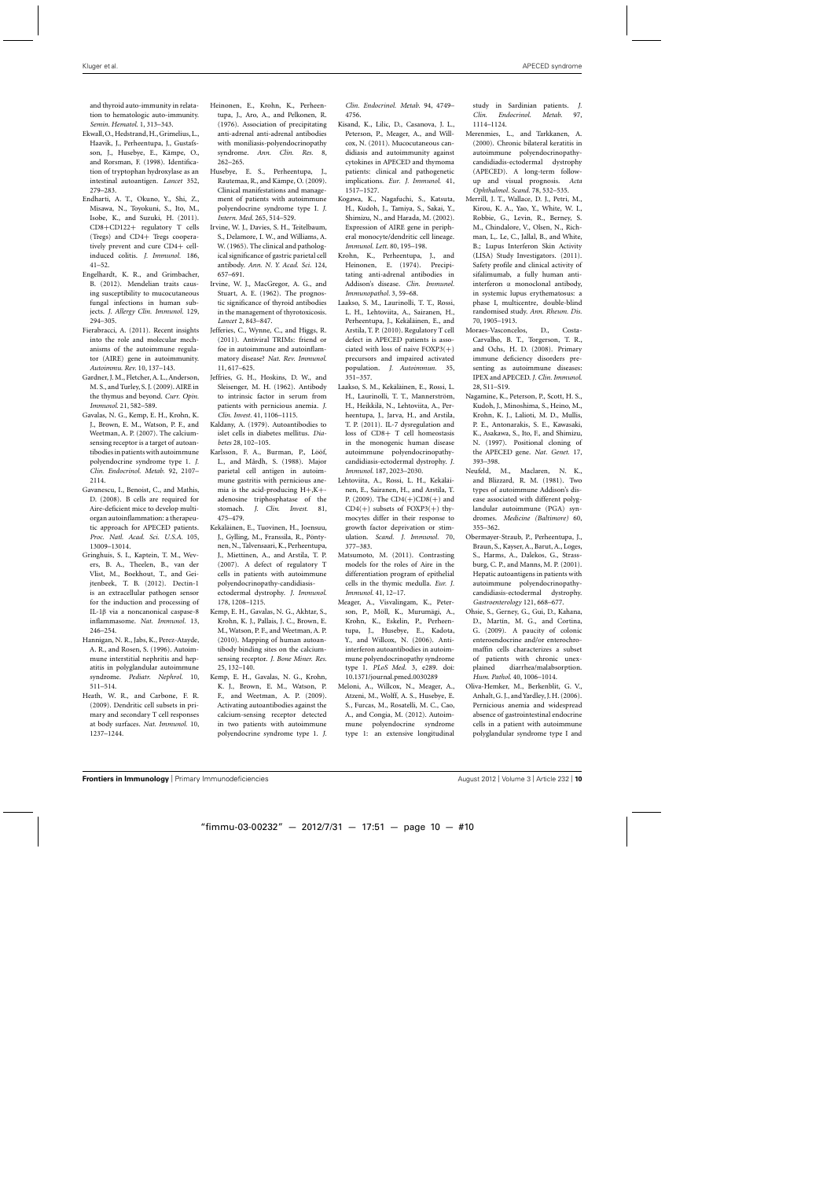and thyroid auto-immunity in relatation to hematologic auto-immunity. *Semin. Hematol.* 1, 313–343.

Ekwall, O., Hedstrand, H., Grimelius, L., Haavik, J., Perheentupa, J., Gustafsson, J., Husebye, E., Kämpe, O., and Rorsman, F. (1998). Identification of tryptophan hydroxylase as an intestinal autoantigen. *Lancet* 352, 279–283.

Endharti, A. T., Okuno, Y., Shi, Z., Misawa, N., Toyokuni, S., Ito, M., Isobe, K., and Suzuki, H. (2011). CD8+CD122+ regulatory T cells (Tregs) and CD4+ Tregs cooperatively prevent and cure CD4+ cell-induced colitis. *J. Immunol.* 186, 41–52.

Engelhardt, K. R., and Grimbacher, B. (2012). Mendelian traits causing susceptibility to mucocutaneous fungal infections in human subjects. *J. Allergy Clin. Immunol.* 129, 294–305.

Fierabracci, A. (2011). Recent insights into the role and molecular mechanisms of the autoimmune regulator (AIRE) gene in autoimmunity. *Autoimmu. Rev.* 10, 137–143.

Gardner, J. M., Fletcher, A. L., Anderson, M. S., and Turley, S. J. (2009). AIRE in the thymus and beyond. *Curr. Opin. Immunol.* 21, 582–589.

Gavalas, N. G., Kemp, E. H., Krohn, K. J., Brown, E. M., Watson, P. F., and Weetman, A. P. (2007). The calcium-sensing receptor is a target of autoantibodies in patients with autoimmune polyendocrine syndrome type 1. *J. Clin. Endocrinol. Metab.* 92, 2107–2114.

Gavanescu, I., Benoist, C., and Mathis, D. (2008). B cells are required for Aire-deficient mice to develop multi-organ autoinflammation: a therapeutic approach for APECED patients. *Proc. Natl. Acad. Sci. U.S.A.* 105, 13009–13014.

Gringhuis, S. I., Kaptein, T. M., Wevers, B. A., Theelen, B., van der Vlist, M., Boekhout, T., and Geijtenbeek, T. B. (2012). Dectin-1 is an extracellular pathogen sensor for the induction and processing of IL-1β via a noncanonical caspase-8 inflammasome. *Nat. Immunol.* 13, 246–254.

Hannigan, N. R., Jabs, K., Perez-Atayde, A. R., and Rosen, S. (1996). Autoimmune interstitial nephritis and hepatitis in polyglandular autoimmune syndrome. *Pediatr. Nephrol.* 10, 511–514.

Heath, W. R., and Carbone, F. R. (2009). Dendritic cell subsets in primary and secondary T cell responses at body surfaces. *Nat. Immunol.* 10, 1237–1244.

Heinonen, E., Krohn, K., Perheentupa, J., Aro, A., and Pelkonen, R. (1976). Association of precipitating anti-adrenal anti-adrenal antibodies with moniliasis-polyendocrinopathy syndrome. *Ann. Clin. Res.* 8, 262–265.

Husebye, E. S., Perheentupa, J., Rautemaa, R., and Kämpe, O. (2009). Clinical manifestations and management of patients with autoimmune polyendocrine syndrome type I. *J. Intern. Med.* 265, 514–529.

Irvine, W. J., Davies, S. H., Teitelbaum, S., Delamore, I. W., and Williams, A. W. (1965). The clinical and pathological significance of gastric parietal cell antibody. *Ann. N. Y. Acad. Sci.* 124, 657–691.

Irvine, W. J., MacGregor, A. G., and Stuart, A. E. (1962). The prognostic significance of thyroid antibodies in the management of thyrotoxicosis. *Lancet* 2, 843–847.

Jefferies, C., Wynne, C., and Higgs, R. (2011). Antiviral TRIMs: friend or foe in autoimmune and autoinflammatory disease? *Nat. Rev. Immunol.* 11, 617–625.

Jeffries, G. H., Hoskins, D. W., and Sleisenger, M. H. (1962). Antibody to intrinsic factor in serum from patients with pernicious anemia. *J. Clin. Invest.* 41, 1106–1115.

Kaldany, A. (1979). Autoantibodies to islet cells in diabetes mellitus. *Diabetes* 28, 102–105.

Karlsson, F. A., Burman, P., Lööf, L., and Mårdh, S. (1988). Major parietal cell antigen in autoimmune gastritis with pernicious anemia is the acid-producing H+,K+-adenosine triphosphatase of the stomach. *J. Clin. Invest.* 81, 475–479.

Kekäläinen, E., Tuovinen, H., Joensuu, J., Gylling, M., Franssila, R., Pöntynen, N., Talvensaari, K., Perheentupa, J., Miettinen, A., and Arstila, T. P. (2007). A defect of regulatory T cells in patients with autoimmune polyendocrinopathy-candidiasis-ectodermal dystrophy. *J. Immunol.* 178, 1208–1215.

Kemp, E. H., Gavalas, N. G., Akhtar, S., Krohn, K. J., Pallais, J. C., Brown, E. M., Watson, P. F., and Weetman, A. P. (2010). Mapping of human autoantibody binding sites on the calcium-sensing receptor. *J. Bone Miner. Res.* 25, 132–140.

Kemp, E. H., Gavalas, N. G., Krohn, K. J., Brown, E. M., Watson, P. F., and Weetman, A. P. (2009). Activating autoantibodies against the calcium-sensing receptor detected in two patients with autoimmune polyendocrine syndrome type 1. *J. Clin. Endocrinol. Metab.* 94, 4749–4756.

Kisand, K., Lilic, D., Casanova, J. L., Peterson, P., Meager, A., and Willcox, N. (2011). Mucocutaneous candidiasis and autoimmunity against cytokines in APECED and thymoma patients: clinical and pathogenetic implications. *Eur. J. Immunol.* 41, 1517–1527.

Kogawa, K., Nagafuchi, S., Katsuta, H., Kudoh, J., Tamiya, S., Sakai, Y., Shimizu, N., and Harada, M. (2002). Expression of AIRE gene in peripheral monocyte/dendritic cell lineage. *Immunol. Lett.* 80, 195–198.

Krohn, K., Perheentupa, J., and Heinonen, E. (1974). Precipitating anti-adrenal antibodies in Addison's disease. *Clin. Immunol. Immunopathol.* 3, 59–68.

Laakso, S. M., Laurinolli, T. T., Rossi, L. H., Lehtoviita, A., Sairanen, H., Perheentupa, J., Kekäläinen, E., and Arstila, T. P. (2010). Regulatory T cell defect in APECED patients is associated with loss of naive FOXP3(+) precursors and impaired activated population. *J. Autoimmun.* 35, 351–357.

Laakso, S. M., Kekäläinen, E., Rossi, L. H., Laurinolli, T. T., Mannerström, H., Heikkilä, N., Lehtoviita, A., Perheentupa, J., Jarva, H., and Arstila, T. P. (2011). IL-7 dysregulation and loss of CD8+ T cell homeostasis in the monogenic human disease autoimmune polyendocrinopathy-candidiasis-ectodermal dystrophy. *J. Immunol.* 187, 2023–2030.

Lehtoviita, A., Rossi, L. H., Kekäläinen, E., Sairanen, H., and Arstila, T. P. (2009). The CD4(+)CD8(+) and CD4(+) subsets of FOXP3(+) thymocytes differ in their response to growth factor deprivation or stimulation. *Scand. J. Immunol.* 70, 377–383.

Matsumoto, M. (2011). Contrasting models for the roles of Aire in the differentiation program of epithelial cells in the thymic medulla. *Eur. J. Immunol.* 41, 12–17.

Meager, A., Visvalingam, K., Peterson, P., Möll, K., Murumägi, A., Krohn, K., Eskelin, P., Perheentupa, J., Husebye, E., Kadota, Y., and Willcox, N. (2006). Anti-interferon autoantibodies in autoimmune polyendocrinopathy syndrome type 1. *PLoS Med.* 3, e289. doi: 10.1371/journal.pmed.0030289

Meloni, A., Willcox, N., Meager, A., Atzeni, M., Wolff, A. S., Husebye, E. S., Furcas, M., Rosatelli, M. C., Cao, A., and Congia, M. (2012). Autoimmune polyendocrine syndrome type 1: an extensive longitudinal study in Sardinian patients. *J. Clin. Endocrinol. Metab.* 97, 1114–1124.

Merenmies, L., and Tarkkanen, A. (2000). Chronic bilateral keratitis in autoimmune polyendocrinopathy-candidiadis-ectodermal dystrophy (APECED). A long-term follow-up and visual prognosis. *Acta Ophthalmol. Scand.* 78, 532–535.

Merrill, J. T., Wallace, D. J., Petri, M., Kirou, K. A., Yao, Y., White, W. I., Robbie, G., Levin, R., Berney, S. M., Chindalore, V., Olsen, N., Richman, L., Le, C., Jallal, B., and White, B.; Lupus Interferon Skin Activity (LISA) Study Investigators. (2011). Safety profile and clinical activity of sifalimumab, a fully human anti-interferon α monoclonal antibody, in systemic lupus erythematosus: a phase I, multicentre, double-blind randomised study. *Ann. Rheum. Dis.* 70, 1905–1913.

Moraes-Vasconcelos, D., Costa-Carvalho, B. T., Torgerson, T. R., and Ochs, H. D. (2008). Primary immune deficiency disorders presenting as autoimmune diseases: IPEX and APECED. *J. Clin. Immunol.* 28, S11–S19.

Nagamine, K., Peterson, P., Scott, H. S., Kudoh, J., Minoshima, S., Heino, M., Krohn, K. J., Lalioti, M. D., Mullis, P. E., Antonarakis, S. E., Kawasaki, K., Asakawa, S., Ito, F., and Shimizu, N. (1997). Positional cloning of the APECED gene. *Nat. Genet.* 17, 393–398.

Neufeld, M., Maclaren, N. K., and Blizzard, R. M. (1981). Two types of autoimmune Addison's disease associated with different polyglandular autoimmune (PGA) syndromes. *Medicine (Baltimore)* 60, 355–362.

Obermayer-Straub, P., Perheentupa, J., Braun, S., Kayser, A., Barut, A., Loges, S., Harms, A., Dalekos, G., Strassburg, C. P., and Manns, M. P. (2001). Hepatic autoantigens in patients with autoimmune polyendocrinopathy-candidiasis-ectodermal dystrophy. *Gastroenterology* 121, 668–677.

Ohsie, S., Gerney, G., Gui, D., Kahana, D., Martín, M. G., and Cortina, G. (2009). A paucity of colonic enteroendocrine and/or enterochromaffin cells characterizes a subset of patients with chronic unexplained diarrhea/malabsorption. *Hum. Pathol.* 40, 1006–1014.

Oliva-Hemker, M., Berkenblit, G. V., Anhalt, G. J., and Yardley, J. H. (2006). Pernicious anemia and widespread absence of gastrointestinal endocrine cells in a patient with autoimmune polyglandular syndrome type I and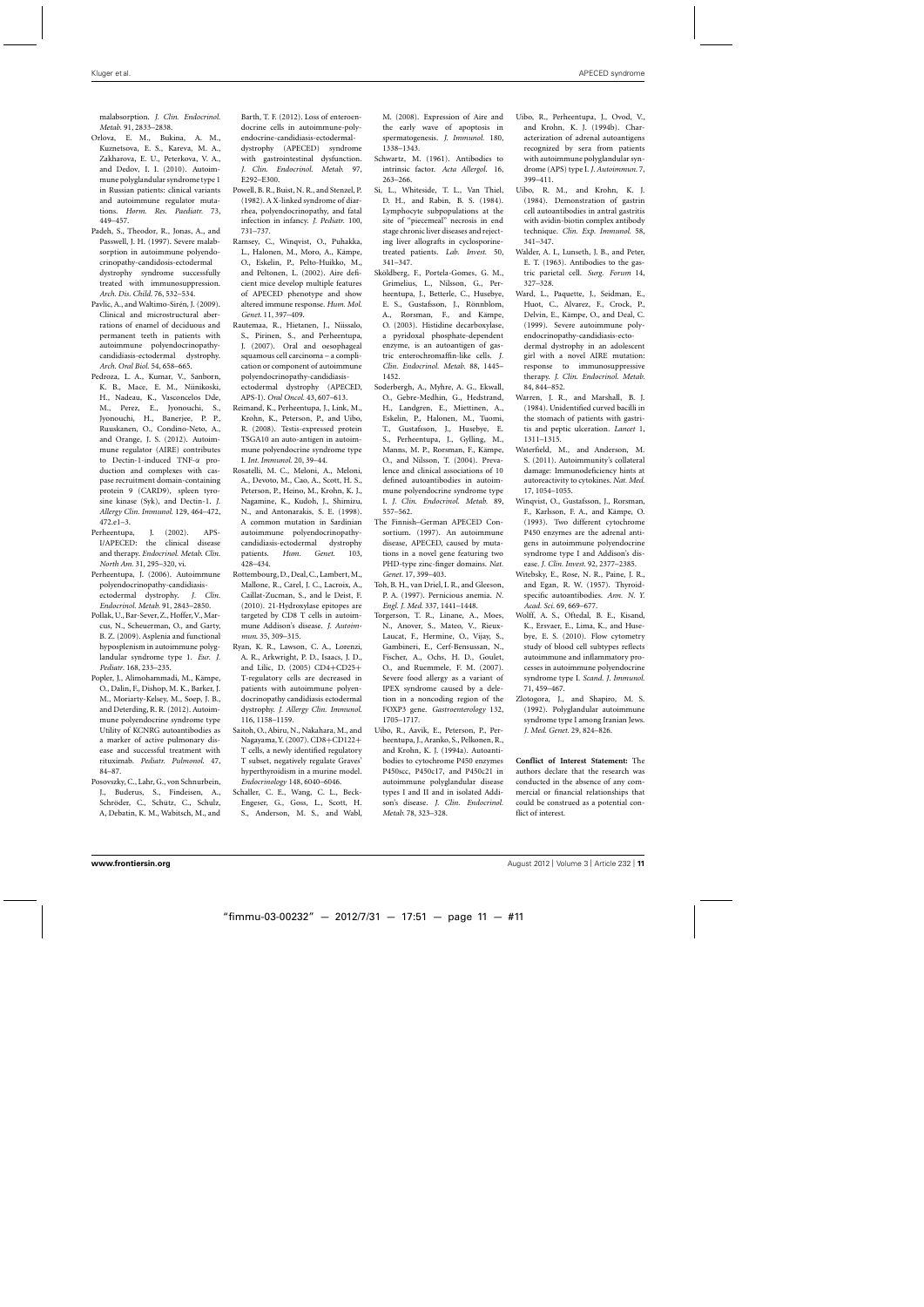malabsorption. *J. Clin. Endocrinol. Metab.* 91, 2833–2838.

Orlova, E. M., Bukina, A. M., Kuznetsova, E. S., Kareva, M. A., Zakharova, E. U., Peterkova, V. A., and Dedov, I. I. (2010). Autoimmune polyglandular syndrome type 1 in Russian patients: clinical variants and autoimmune regulator mutations. *Horm. Res. Paediatr.* 73, 449–457.

Padeh, S., Theodor, R., Jonas, A., and Passwell, J. H. (1997). Severe malabsorption in autoimmune polyendocrinopathy-candidosis-ectodermal dystrophy syndrome successfully treated with immunosuppression. *Arch. Dis. Child.* 76, 532–534.

Pavlic, A., and Waltimo-Sirén, J. (2009). Clinical and microstructural aberrations of enamel of deciduous and permanent teeth in patients with autoimmune polyendocrinopathy-candidiasis-ectodermal dystrophy. *Arch. Oral Biol.* 54, 658–665.

Pedroza, L. A., Kumar, V., Sanborn, K. B., Mace, E. M., Niinikoski, H., Nadeau, K., Vasconcelos Dde, M., Perez, E., Jyonouchi, S., Jyonouchi, H., Banerjee, P. P., Ruuskanen, O., Condino-Neto, A., and Orange, J. S. (2012). Autoimmune regulator (AIRE) contributes to Dectin-1-induced TNF-α production and complexes with caspase recruitment domain-containing protein 9 (CARD9), spleen tyrosine kinase (Syk), and Dectin-1. *J. Allergy Clin. Immunol.* 129, 464–472, 472.e1–3.

Perheentupa, J. (2002). APS-I/APECED: the clinical disease and therapy. *Endocrinol. Metab. Clin. North Am.* 31, 295–320, vi.

Perheentupa, J. (2006). Autoimmune polyendocrinopathy-candidiasis-ectodermal dystrophy. *J. Clin. Endocrinol. Metab.* 91, 2843–2850.

Pollak, U., Bar-Sever, Z., Hoffer, V., Marcus, N., Scheuerman, O., and Garty, B. Z. (2009). Asplenia and functional hyposplenism in autoimmune polyglandular syndrome type 1. *Eur. J. Pediatr.* 168, 233–235.

Popler, J., Alimohammadi, M., Kämpe, O., Dalin, F., Dishop, M. K., Barker, J. M., Moriarty-Kelsey, M., Soep, J. B., and Deterding, R. R. (2012). Autoimmune polyendocrine syndrome type 1: Utility of KCNRG autoantibodies as a marker of active pulmonary disease and successful treatment with rituximab. *Pediatr. Pulmonol.* 47, 84–87.

Posovszky, C., Lahr, G., von Schnurbein, J., Buderus, S., Findeisen, A., Schröder, C., Schütz, C., Schulz, A, Debatin, K. M., Wabitsch, M., and Barth, T. F. (2012). Loss of enteroendocrine cells in autoimmune-polyendocrine-candidiasis-ectodermal-dystrophy (APECED) syndrome with gastrointestinal dysfunction. *J. Clin. Endocrinol. Metab.* 97, E292–E300.

Powell, B. R., Buist, N. R., and Stenzel, P. (1982). A X-linked syndrome of diarrhea, polyendocrinopathy, and fatal infection in infancy. *J. Pediatr.* 100, 731–737.

Ramsey, C., Winqvist, O., Puhakka, L., Halonen, M., Moro, A., Kämpe, O., Eskelin, P., Pelto-Huikko, M., and Peltonen, L. (2002). Aire deficient mice develop multiple features of APECED phenotype and show altered immune response. *Hum. Mol. Genet.* 11, 397–409.

Rautemaa, R., Hietanen, J., Niissalo, S., Pirinen, S., and Perheentupa, J. (2007). Oral and oesophageal squamous cell carcinoma – a complication or component of autoimmune polyendocrinopathy-candidiasis-ectodermal dystrophy (APECED, APS-I). *Oral Oncol.* 43, 607–613.

Reimand, K., Perheentupa, J., Link, M., Krohn, K., Peterson, P., and Uibo, R. (2008). Testis-expressed protein TSGA10 an auto-antigen in autoimmune polyendocrine syndrome type I. *Int. Immunol.* 20, 39–44.

Rosatelli, M. C., Meloni, A., Meloni, A., Devoto, M., Cao, A., Scott, H. S., Peterson, P., Heino, M., Krohn, K. J., Nagamine, K., Kudoh, J., Shimizu, N., and Antonarakis, S. E. (1998). A common mutation in Sardinian autoimmune polyendocrinopathy-candidiasis-ectodermal dystrophy patients. *Hum. Genet.* 103, 428–434.

Rottembourg, D., Deal, C., Lambert, M., Mallone, R., Carel, J. C., Lacroix, A., Caillat-Zucman, S., and le Deist, F. (2010). 21-Hydroxylase epitopes are targeted by CD8 T cells in autoimmune Addison's disease. *J. Autoimmun.* 35, 309–315.

Ryan, K. R., Lawson, C. A., Lorenzi, A. R., Arkwright, P. D., Isaacs, J. D., and Lilic, D. (2005) CD4+CD25+ T-regulatory cells are decreased in patients with autoimmune polyendocrinopathy candidiasis ectodermal dystrophy. *J. Allergy Clin. Immunol.* 116, 1158–1159.

Saitoh, O., Abiru, N., Nakahara, M., and Nagayama, Y. (2007). CD8+CD122+ T cells, a newly identified regulatory T subset, negatively regulate Graves' hyperthyroidism in a murine model. *Endocrinology* 148, 6040–6046.

Schaller, C. E., Wang, C. L., Beck-Engeser, G., Goss, L., Scott, H. S., Anderson, M. S., and Wabl, M. (2008). Expression of Aire and the early wave of apoptosis in spermatogenesis. *J. Immunol.* 180, 1338–1343.

Schwartz, M. (1961). Antibodies to intrinsic factor. *Acta Allergol.* 16, 263–266.

Si, L., Whiteside, T. L., Van Thiel, D. H., and Rabin, B. S. (1984). Lymphocyte subpopulations at the site of "piecemeal" necrosis in end stage chronic liver diseases and rejecting liver allografts in cyclosporine-treated patients. *Lab. Invest.* 50, 341–347.

Sköldberg, F., Portela-Gomes, G. M., Grimelius, L., Nilsson, G., Perheentupa, J., Betterle, C., Husebye, E. S., Gustafsson, J., Rönnblom, A., Rorsman, F., and Kämpe, O. (2003). Histidine decarboxylase, a pyridoxal phosphate-dependent enzyme, is an autoantigen of gastric enterochromaffin-like cells. *J. Clin. Endocrinol. Metab.* 88, 1445–1452.

Soderbergh, A., Myhre, A. G., Ekwall, O., Gebre-Medhin, G., Hedstrand, H., Landgren, E., Miettinen, A., Eskelin, P., Halonen, M., Tuomi, T., Gustafsson, J., Husebye, E. S., Perheentupa, J., Gylling, M., Manns, M. P., Rorsman, F., Kämpe, O., and Nilsson, T. (2004). Prevalence and clinical associations of 10 defined autoantibodies in autoimmune polyendocrine syndrome type I. *J. Clin. Endocrinol. Metab.* 89, 557–562.

The Finnish–German APECED Consortium. (1997). An autoimmune disease, APECED, caused by mutations in a novel gene featuring two PHD-type zinc-finger domains. *Nat. Genet.* 17, 399–403.

Toh, B. H., van Driel, I. R., and Gleeson, P. A. (1997). Pernicious anemia. *N. Engl. J. Med.* 337, 1441–1448.

Torgerson, T. R., Linane, A., Moes, N., Anover, S., Mateo, V., Rieux-Laucat, F., Hermine, O., Vijay, S., Gambineri, E., Cerf-Bensussan, N., Fischer, A., Ochs, H. D., Goulet, O., and Ruemmele, F. M. (2007). Severe food allergy as a variant of IPEX syndrome caused by a deletion in a noncoding region of the FOXP3 gene. *Gastroenterology* 132, 1705–1717.

Uibo, R., Aavik, E., Peterson, P., Perheentupa, J., Aranko, S., Pelkonen, R., and Krohn, K. J. (1994a). Autoantibodies to cytochrome P450 enzymes P450scc, P450c17, and P450c21 in autoimmune polyglandular disease types I and II and in isolated Addison's disease. *J. Clin. Endocrinol. Metab.* 78, 323–328.

Uibo, R., Perheentupa, J., Ovod, V., and Krohn, K. J. (1994b). Characterization of adrenal autoantigens recognized by sera from patients with autoimmune polyglandular syndrome (APS) type I. *J. Autoimmun.* 7, 399–411.

Uibo, R. M., and Krohn, K. J. (1984). Demonstration of gastrin cell autoantibodies in antral gastritis with avidin-biotin complex antibody technique. *Clin. Exp. Immunol.* 58, 341–347.

Walder, A. I., Lunseth, J. B., and Peter, E. T. (1963). Antibodies to the gastric parietal cell. *Surg. Forum* 14, 327–328.

Ward, L., Paquette, J., Seidman, E., Huot, C., Alvarez, F., Crock, P., Delvin, E., Kämpe, O., and Deal, C. (1999). Severe autoimmune polyendocrinopathy-candidiasis-ectodermal dystrophy in an adolescent girl with a novel AIRE mutation: response to immunosuppressive therapy. *J. Clin. Endocrinol. Metab.* 84, 844–852.

Warren, J. R., and Marshall, B. J. (1984). Unidentified curved bacilli in the stomach of patients with gastritis and peptic ulceration. *Lancet* 1, 1311–1315.

Waterfield, M., and Anderson, M. S. (2011). Autoimmunity's collateral damage: Immunodeficiency hints at autoreactivity to cytokines. *Nat. Med.* 17, 1054–1055.

Winqvist, O., Gustafsson, J., Rorsman, F., Karlsson, F. A., and Kämpe, O. (1993). Two different cytochrome P450 enzymes are the adrenal antigens in autoimmune polyendocrine syndrome type I and Addison's disease. *J. Clin. Invest.* 92, 2377–2385.

Witebsky, E., Rose, N. R., Paine, J. R., and Egan, R. W. (1957). Thyroid-specific autoantibodies. *Ann. N. Y. Acad. Sci.* 69, 669–677.

Wolff, A. S., Oftedal, B. E., Kisand, K., Ersvaer, E., Lima, K., and Husebye, E. S. (2010). Flow cytometry study of blood cell subtypes reflects autoimmune and inflammatory processes in autoimmune polyendocrine syndrome type I. *Scand. J. Immunol.* 71, 459–467.

Zlotogora, J., and Shapiro, M. S. (1992). Polyglandular autoimmune syndrome type I among Iranian Jews. *J. Med. Genet.* 29, 824–826.

**Conflict of Interest Statement:** The authors declare that the research was conducted in the absence of any commercial or financial relationships that could be construed as a potential conflict of interest.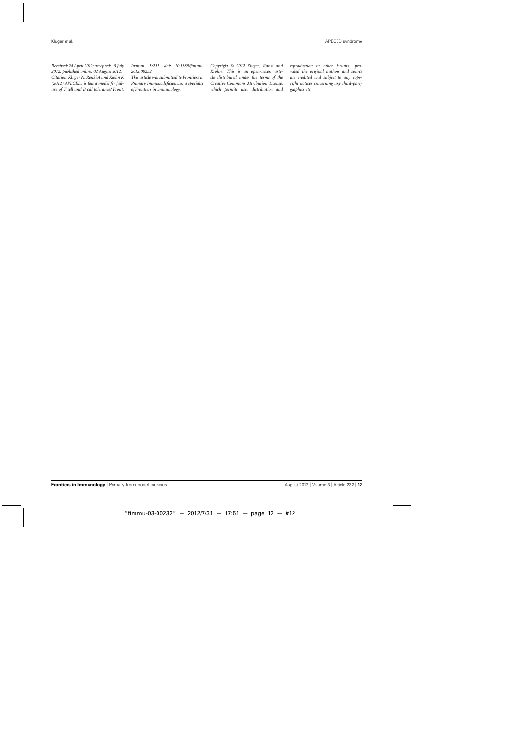*Received: 24 April 2012; accepted: 15 July 2012; published online: 02 August 2012.*

*Citation: Kluger N, Ranki A and Krohn K (2012) APECED: is this a model for failure of T cell and B cell tolerance? Front. Immun. 3:232. doi: 10.3389/fimmu.2012.00232*

*This article was submitted to Frontiers in Primary Immunodeficiencies, a specialty of Frontiers in Immunology.*

*Copyright © 2012 Kluger, Ranki and Krohn. This is an open-access article distributed under the terms of the Creative Commons Attribution License, which permits use, distribution and reproduction in other forums, provided the original authors and source are credited and subject to any copyright notices concerning any third-party graphics etc.*